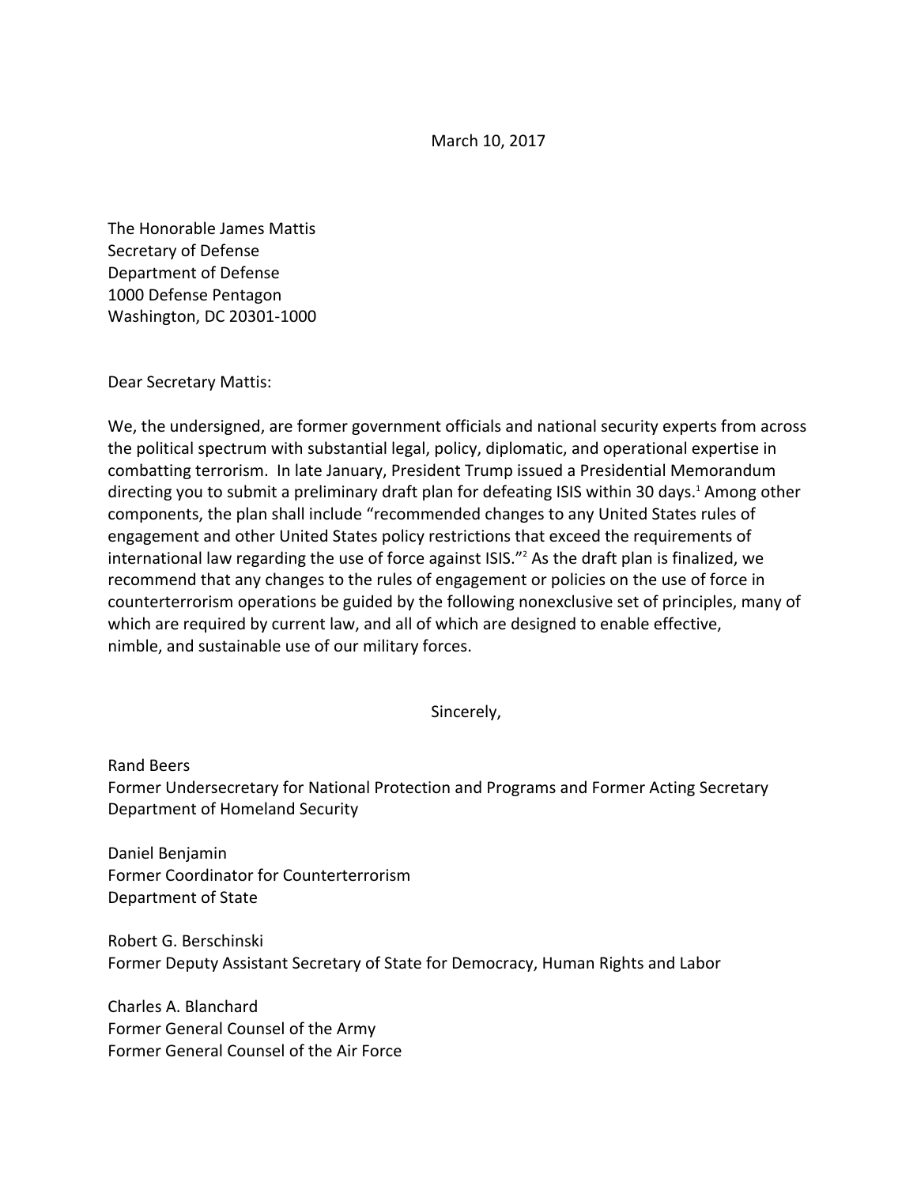March 10, 2017

The Honorable James Mattis
Secretary of Defense
Department of Defense
1000 Defense Pentagon
Washington, DC 20301-1000

Dear Secretary Mattis:

We, the undersigned, are former government officials and national security experts from across the political spectrum with substantial legal, policy, diplomatic, and operational expertise in combatting terrorism. In late January, President Trump issued a Presidential Memorandum directing you to submit a preliminary draft plan for defeating ISIS within 30 days.[1] Among other components, the plan shall include "recommended changes to any United States rules of engagement and other United States policy restrictions that exceed the requirements of international law regarding the use of force against ISIS."[2] As the draft plan is finalized, we recommend that any changes to the rules of engagement or policies on the use of force in counterterrorism operations be guided by the following nonexclusive set of principles, many of which are required by current law, and all of which are designed to enable effective, nimble, and sustainable use of our military forces.

Sincerely,

Rand Beers
Former Undersecretary for National Protection and Programs and Former Acting Secretary
Department of Homeland Security

Daniel Benjamin
Former Coordinator for Counterterrorism
Department of State

Robert G. Berschinski
Former Deputy Assistant Secretary of State for Democracy, Human Rights and Labor

Charles A. Blanchard
Former General Counsel of the Army
Former General Counsel of the Air Force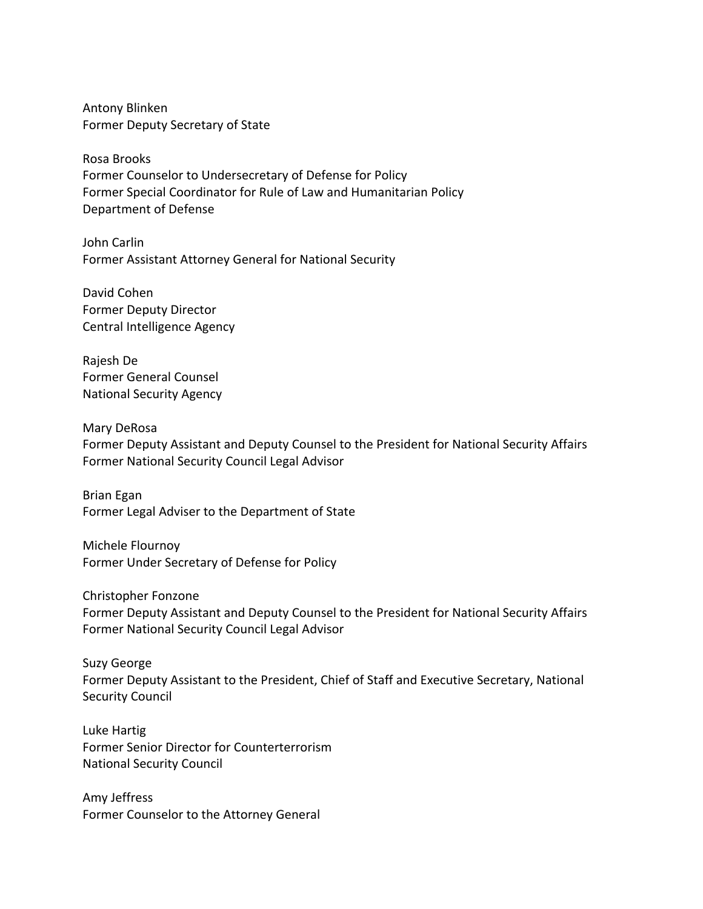Antony Blinken
Former Deputy Secretary of State

Rosa Brooks
Former Counselor to Undersecretary of Defense for Policy
Former Special Coordinator for Rule of Law and Humanitarian Policy
Department of Defense

John Carlin
Former Assistant Attorney General for National Security

David Cohen
Former Deputy Director
Central Intelligence Agency

Rajesh De
Former General Counsel
National Security Agency

Mary DeRosa
Former Deputy Assistant and Deputy Counsel to the President for National Security Affairs
Former National Security Council Legal Advisor

Brian Egan
Former Legal Adviser to the Department of State

Michele Flournoy
Former Under Secretary of Defense for Policy

Christopher Fonzone
Former Deputy Assistant and Deputy Counsel to the President for National Security Affairs
Former National Security Council Legal Advisor

Suzy George
Former Deputy Assistant to the President, Chief of Staff and Executive Secretary, National Security Council

Luke Hartig
Former Senior Director for Counterterrorism
National Security Council

Amy Jeffress
Former Counselor to the Attorney General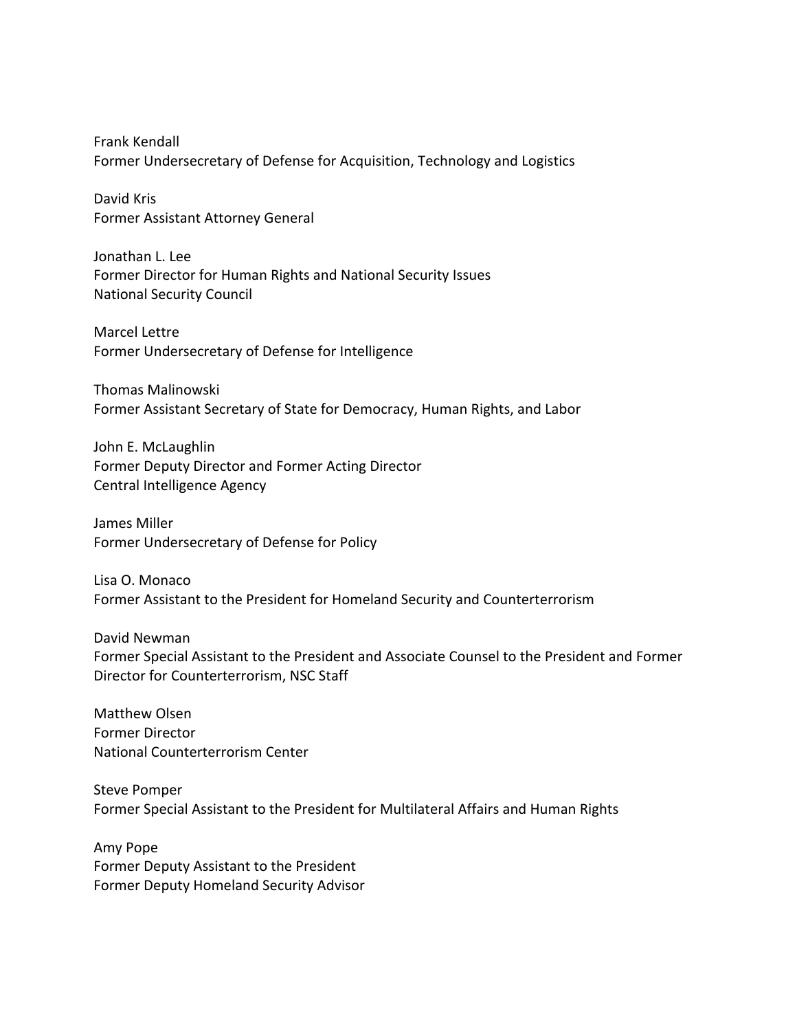Frank Kendall
Former Undersecretary of Defense for Acquisition, Technology and Logistics

David Kris
Former Assistant Attorney General

Jonathan L. Lee
Former Director for Human Rights and National Security Issues
National Security Council

Marcel Lettre
Former Undersecretary of Defense for Intelligence

Thomas Malinowski
Former Assistant Secretary of State for Democracy, Human Rights, and Labor

John E. McLaughlin
Former Deputy Director and Former Acting Director
Central Intelligence Agency

James Miller
Former Undersecretary of Defense for Policy

Lisa O. Monaco
Former Assistant to the President for Homeland Security and Counterterrorism

David Newman
Former Special Assistant to the President and Associate Counsel to the President and Former Director for Counterterrorism, NSC Staff

Matthew Olsen
Former Director
National Counterterrorism Center

Steve Pomper
Former Special Assistant to the President for Multilateral Affairs and Human Rights

Amy Pope
Former Deputy Assistant to the President
Former Deputy Homeland Security Advisor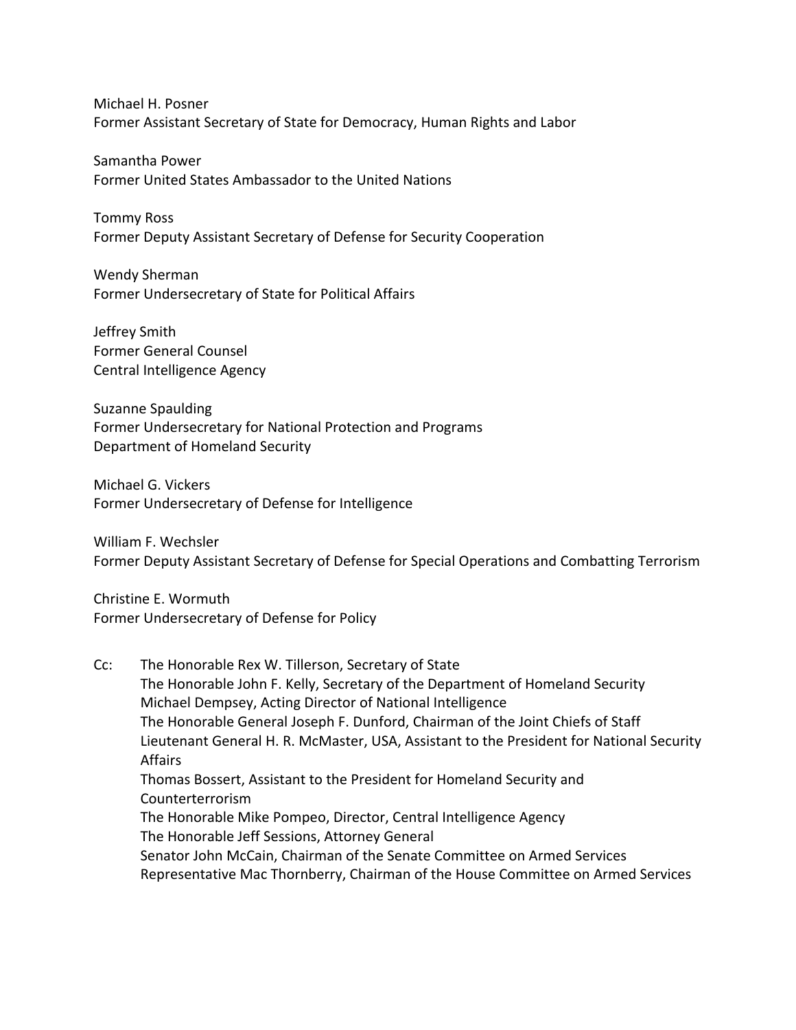Michael H. Posner
Former Assistant Secretary of State for Democracy, Human Rights and Labor

Samantha Power
Former United States Ambassador to the United Nations

Tommy Ross
Former Deputy Assistant Secretary of Defense for Security Cooperation

Wendy Sherman
Former Undersecretary of State for Political Affairs

Jeffrey Smith
Former General Counsel
Central Intelligence Agency

Suzanne Spaulding
Former Undersecretary for National Protection and Programs
Department of Homeland Security

Michael G. Vickers
Former Undersecretary of Defense for Intelligence

William F. Wechsler
Former Deputy Assistant Secretary of Defense for Special Operations and Combatting Terrorism

Christine E. Wormuth
Former Undersecretary of Defense for Policy

Cc: The Honorable Rex W. Tillerson, Secretary of State
The Honorable John F. Kelly, Secretary of the Department of Homeland Security
Michael Dempsey, Acting Director of National Intelligence
The Honorable General Joseph F. Dunford, Chairman of the Joint Chiefs of Staff
Lieutenant General H. R. McMaster, USA, Assistant to the President for National Security Affairs
Thomas Bossert, Assistant to the President for Homeland Security and Counterterrorism
The Honorable Mike Pompeo, Director, Central Intelligence Agency
The Honorable Jeff Sessions, Attorney General
Senator John McCain, Chairman of the Senate Committee on Armed Services
Representative Mac Thornberry, Chairman of the House Committee on Armed Services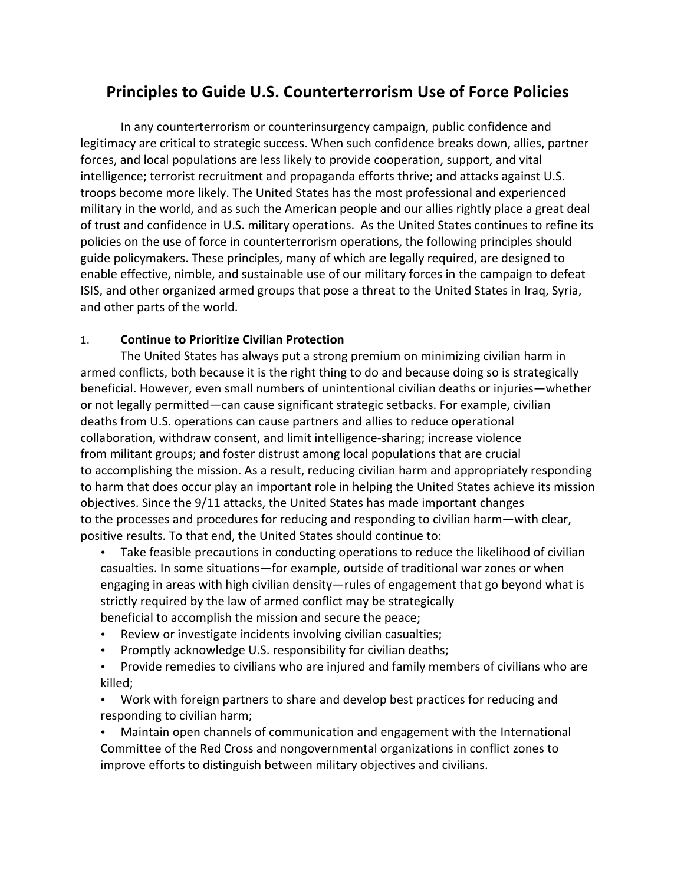# Principles to Guide U.S. Counterterrorism Use of Force Policies

In any counterterrorism or counterinsurgency campaign, public confidence and legitimacy are critical to strategic success. When such confidence breaks down, allies, partner forces, and local populations are less likely to provide cooperation, support, and vital intelligence; terrorist recruitment and propaganda efforts thrive; and attacks against U.S. troops become more likely. The United States has the most professional and experienced military in the world, and as such the American people and our allies rightly place a great deal of trust and confidence in U.S. military operations. As the United States continues to refine its policies on the use of force in counterterrorism operations, the following principles should guide policymakers. These principles, many of which are legally required, are designed to enable effective, nimble, and sustainable use of our military forces in the campaign to defeat ISIS, and other organized armed groups that pose a threat to the United States in Iraq, Syria, and other parts of the world.

1. **Continue to Prioritize Civilian Protection**

The United States has always put a strong premium on minimizing civilian harm in armed conflicts, both because it is the right thing to do and because doing so is strategically beneficial. However, even small numbers of unintentional civilian deaths or injuries—whether or not legally permitted—can cause significant strategic setbacks. For example, civilian deaths from U.S. operations can cause partners and allies to reduce operational collaboration, withdraw consent, and limit intelligence-sharing; increase violence from militant groups; and foster distrust among local populations that are crucial to accomplishing the mission. As a result, reducing civilian harm and appropriately responding to harm that does occur play an important role in helping the United States achieve its mission objectives. Since the 9/11 attacks, the United States has made important changes to the processes and procedures for reducing and responding to civilian harm—with clear, positive results. To that end, the United States should continue to:

- Take feasible precautions in conducting operations to reduce the likelihood of civilian casualties. In some situations—for example, outside of traditional war zones or when engaging in areas with high civilian density—rules of engagement that go beyond what is strictly required by the law of armed conflict may be strategically beneficial to accomplish the mission and secure the peace;
- Review or investigate incidents involving civilian casualties;
- Promptly acknowledge U.S. responsibility for civilian deaths;
- Provide remedies to civilians who are injured and family members of civilians who are killed;
- Work with foreign partners to share and develop best practices for reducing and responding to civilian harm;
- Maintain open channels of communication and engagement with the International Committee of the Red Cross and nongovernmental organizations in conflict zones to improve efforts to distinguish between military objectives and civilians.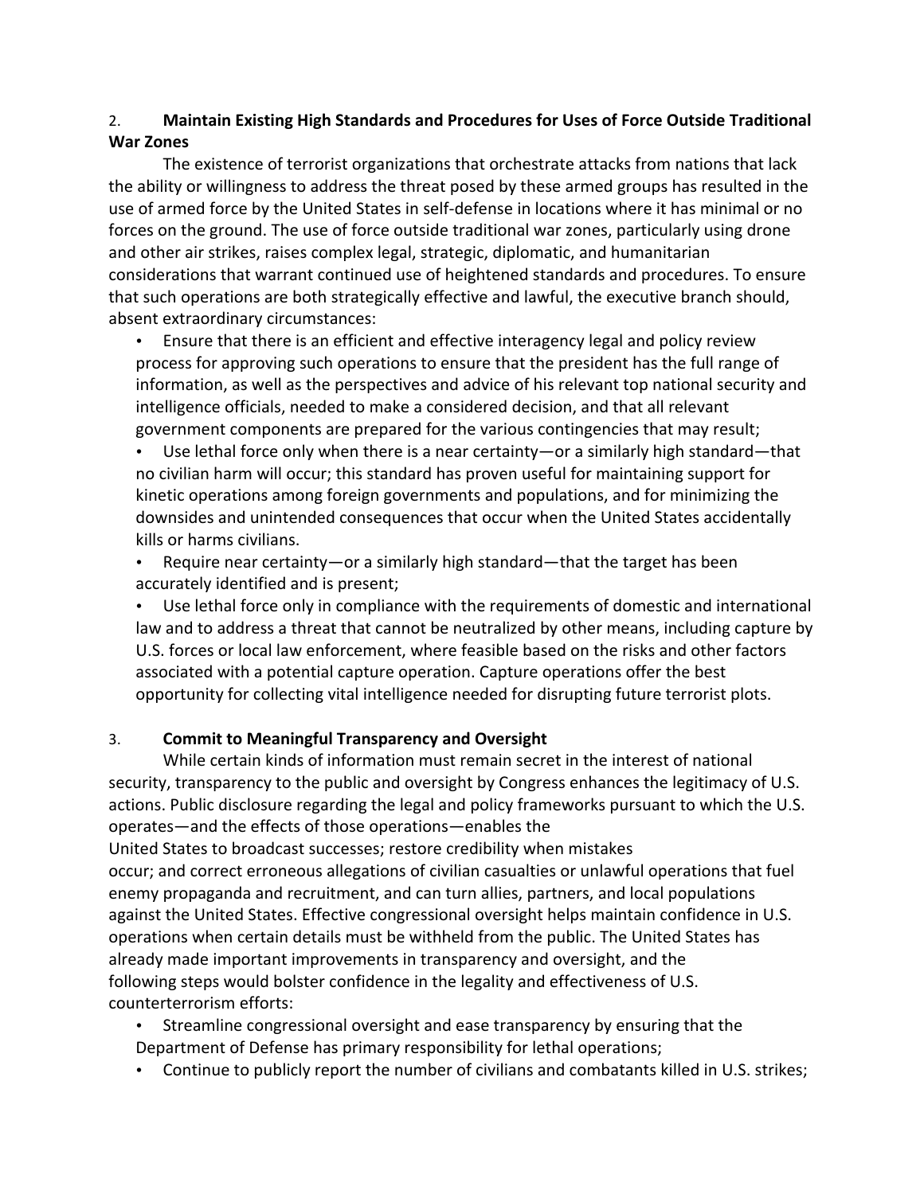## 2. Maintain Existing High Standards and Procedures for Uses of Force Outside Traditional War Zones

The existence of terrorist organizations that orchestrate attacks from nations that lack the ability or willingness to address the threat posed by these armed groups has resulted in the use of armed force by the United States in self-defense in locations where it has minimal or no forces on the ground. The use of force outside traditional war zones, particularly using drone and other air strikes, raises complex legal, strategic, diplomatic, and humanitarian considerations that warrant continued use of heightened standards and procedures. To ensure that such operations are both strategically effective and lawful, the executive branch should, absent extraordinary circumstances:

- Ensure that there is an efficient and effective interagency legal and policy review process for approving such operations to ensure that the president has the full range of information, as well as the perspectives and advice of his relevant top national security and intelligence officials, needed to make a considered decision, and that all relevant government components are prepared for the various contingencies that may result;
- Use lethal force only when there is a near certainty—or a similarly high standard—that no civilian harm will occur; this standard has proven useful for maintaining support for kinetic operations among foreign governments and populations, and for minimizing the downsides and unintended consequences that occur when the United States accidentally kills or harms civilians.
- Require near certainty—or a similarly high standard—that the target has been accurately identified and is present;
- Use lethal force only in compliance with the requirements of domestic and international law and to address a threat that cannot be neutralized by other means, including capture by U.S. forces or local law enforcement, where feasible based on the risks and other factors associated with a potential capture operation. Capture operations offer the best opportunity for collecting vital intelligence needed for disrupting future terrorist plots.

## 3. Commit to Meaningful Transparency and Oversight

While certain kinds of information must remain secret in the interest of national security, transparency to the public and oversight by Congress enhances the legitimacy of U.S. actions. Public disclosure regarding the legal and policy frameworks pursuant to which the U.S. operates—and the effects of those operations—enables the United States to broadcast successes; restore credibility when mistakes occur; and correct erroneous allegations of civilian casualties or unlawful operations that fuel enemy propaganda and recruitment, and can turn allies, partners, and local populations against the United States. Effective congressional oversight helps maintain confidence in U.S. operations when certain details must be withheld from the public. The United States has already made important improvements in transparency and oversight, and the following steps would bolster confidence in the legality and effectiveness of U.S. counterterrorism efforts:

- Streamline congressional oversight and ease transparency by ensuring that the Department of Defense has primary responsibility for lethal operations;
- Continue to publicly report the number of civilians and combatants killed in U.S. strikes;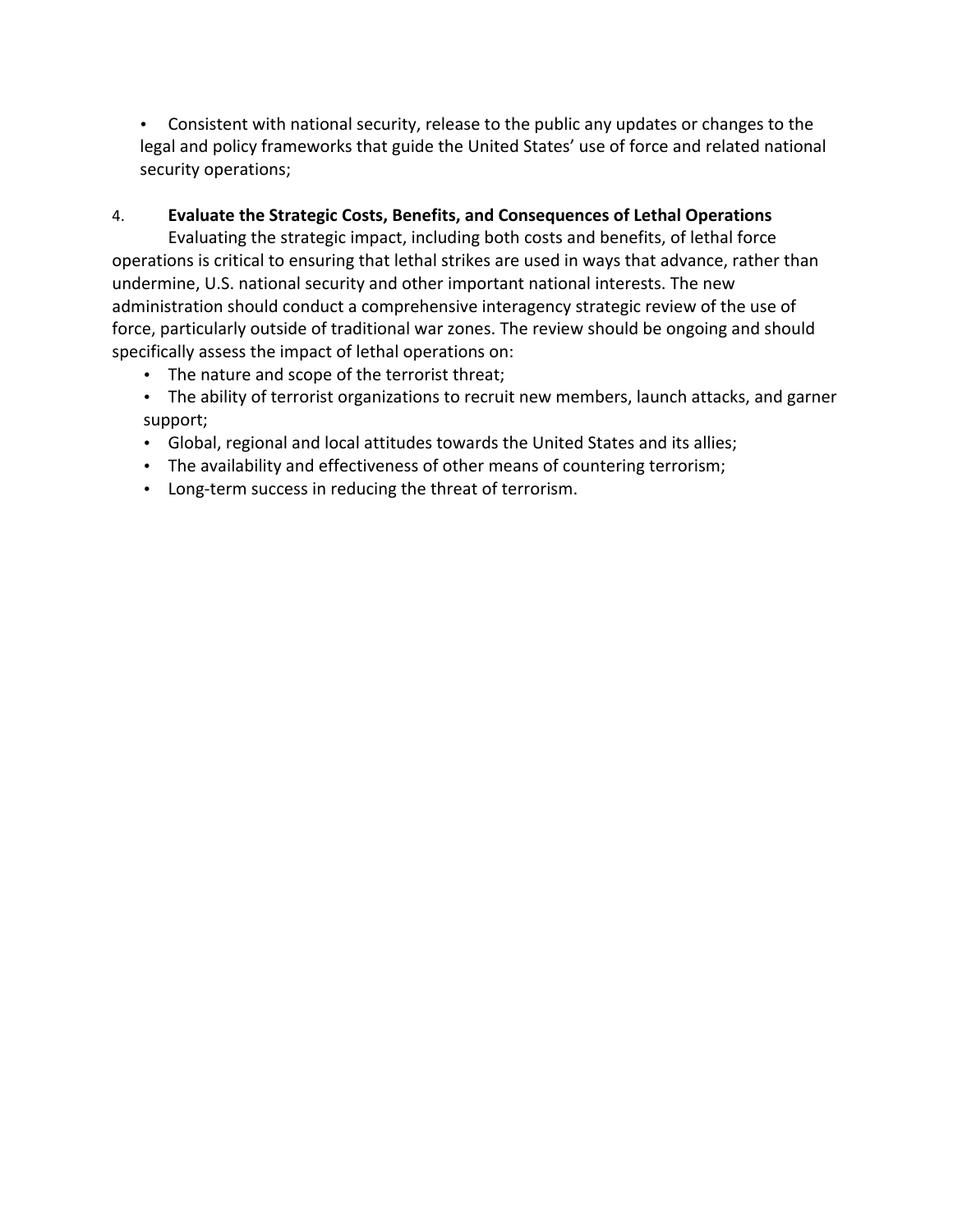- Consistent with national security, release to the public any updates or changes to the legal and policy frameworks that guide the United States' use of force and related national security operations;

4. **Evaluate the Strategic Costs, Benefits, and Consequences of Lethal Operations**

Evaluating the strategic impact, including both costs and benefits, of lethal force operations is critical to ensuring that lethal strikes are used in ways that advance, rather than undermine, U.S. national security and other important national interests. The new administration should conduct a comprehensive interagency strategic review of the use of force, particularly outside of traditional war zones. The review should be ongoing and should specifically assess the impact of lethal operations on:

- The nature and scope of the terrorist threat;
- The ability of terrorist organizations to recruit new members, launch attacks, and garner support;
- Global, regional and local attitudes towards the United States and its allies;
- The availability and effectiveness of other means of countering terrorism;
- Long-term success in reducing the threat of terrorism.